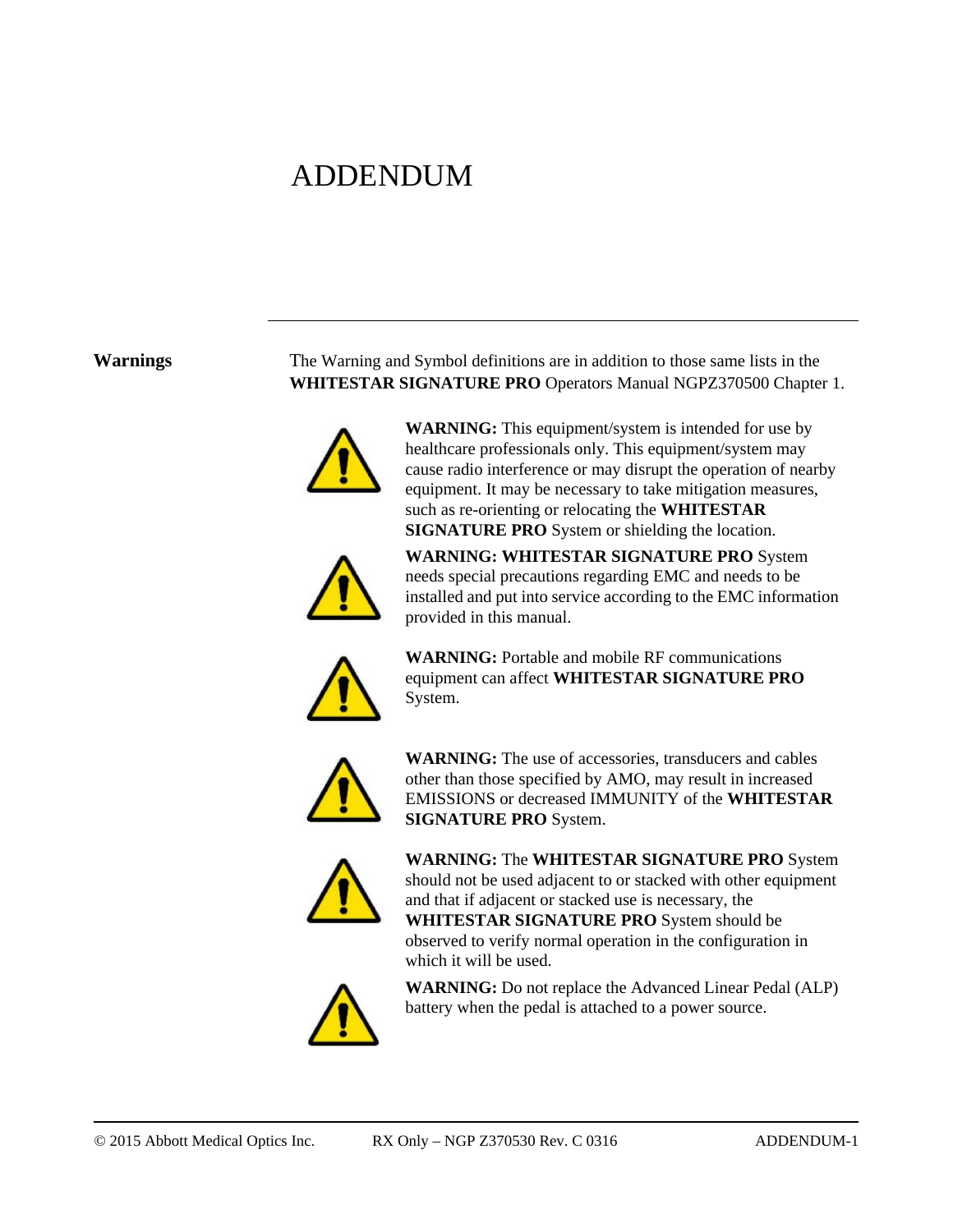# ADDENDUM

## Warnings

The Warning and Symbol definitions are in addition to those same lists in the **WHITESTAR SIGNATURE PRO** Operators Manual NGPZ370500 Chapter 1.

**WARNING:** This equipment/system is intended for use by healthcare professionals only. This equipment/system may cause radio interference or may disrupt the operation of nearby equipment. It may be necessary to take mitigation measures, such as re-orienting or relocating the **WHITESTAR SIGNATURE PRO** System or shielding the location.

**WARNING: WHITESTAR SIGNATURE PRO** System needs special precautions regarding EMC and needs to be installed and put into service according to the EMC information provided in this manual.

**WARNING:** Portable and mobile RF communications equipment can affect **WHITESTAR SIGNATURE PRO** System.

**WARNING:** The use of accessories, transducers and cables other than those specified by AMO, may result in increased EMISSIONS or decreased IMMUNITY of the **WHITESTAR SIGNATURE PRO** System.

**WARNING:** The **WHITESTAR SIGNATURE PRO** System should not be used adjacent to or stacked with other equipment and that if adjacent or stacked use is necessary, the **WHITESTAR SIGNATURE PRO** System should be observed to verify normal operation in the configuration in which it will be used.

**WARNING:** Do not replace the Advanced Linear Pedal (ALP) battery when the pedal is attached to a power source.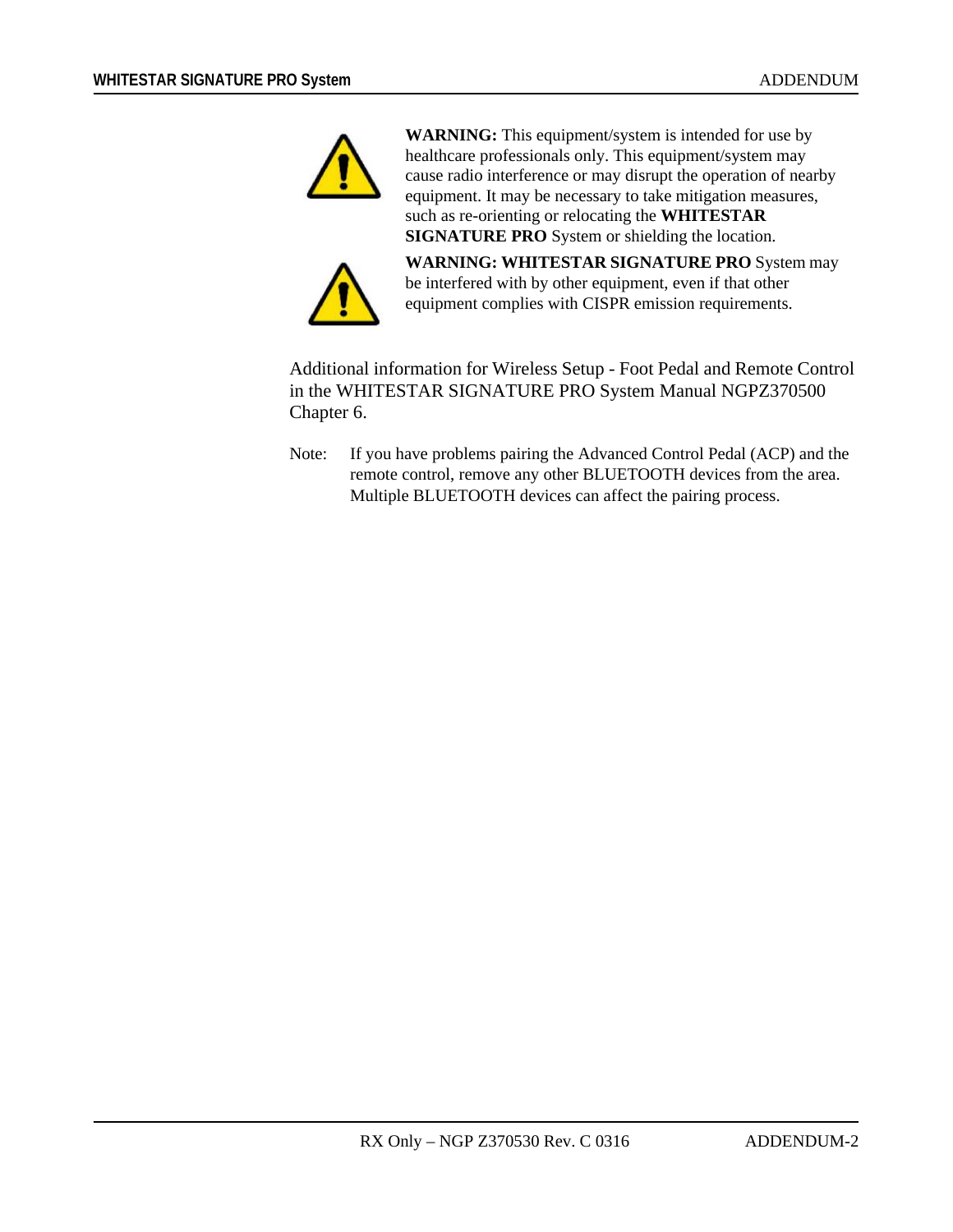**WARNING:** This equipment/system is intended for use by healthcare professionals only. This equipment/system may cause radio interference or may disrupt the operation of nearby equipment. It may be necessary to take mitigation measures, such as re-orienting or relocating the **WHITESTAR SIGNATURE PRO** System or shielding the location.

**WARNING: WHITESTAR SIGNATURE PRO** System may be interfered with by other equipment, even if that other equipment complies with CISPR emission requirements.

Additional information for Wireless Setup - Foot Pedal and Remote Control in the WHITESTAR SIGNATURE PRO System Manual NGPZ370500 Chapter 6.

Note: If you have problems pairing the Advanced Control Pedal (ACP) and the remote control, remove any other BLUETOOTH devices from the area. Multiple BLUETOOTH devices can affect the pairing process.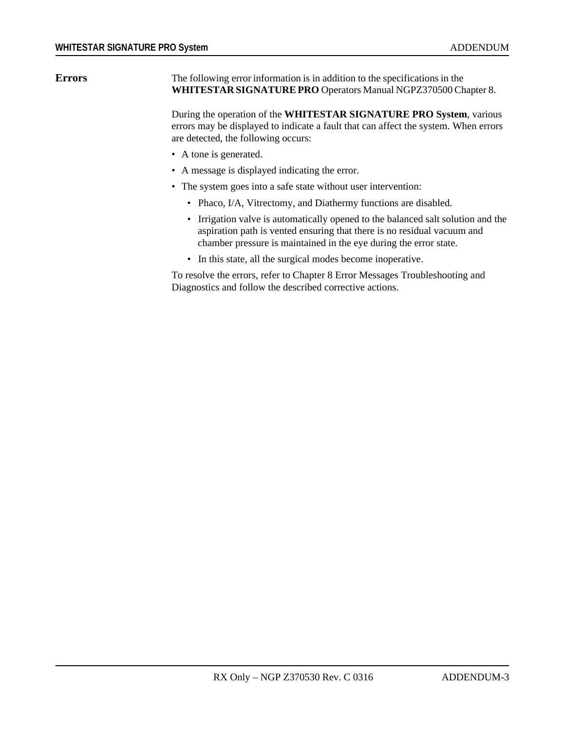## Errors

The following error information is in addition to the specifications in the **WHITESTAR SIGNATURE PRO** Operators Manual NGPZ370500 Chapter 8.

During the operation of the **WHITESTAR SIGNATURE PRO System**, various errors may be displayed to indicate a fault that can affect the system. When errors are detected, the following occurs:

- A tone is generated.
- A message is displayed indicating the error.
- The system goes into a safe state without user intervention:
  - Phaco, I/A, Vitrectomy, and Diathermy functions are disabled.
  - Irrigation valve is automatically opened to the balanced salt solution and the aspiration path is vented ensuring that there is no residual vacuum and chamber pressure is maintained in the eye during the error state.
  - In this state, all the surgical modes become inoperative.

To resolve the errors, refer to Chapter 8 Error Messages Troubleshooting and Diagnostics and follow the described corrective actions.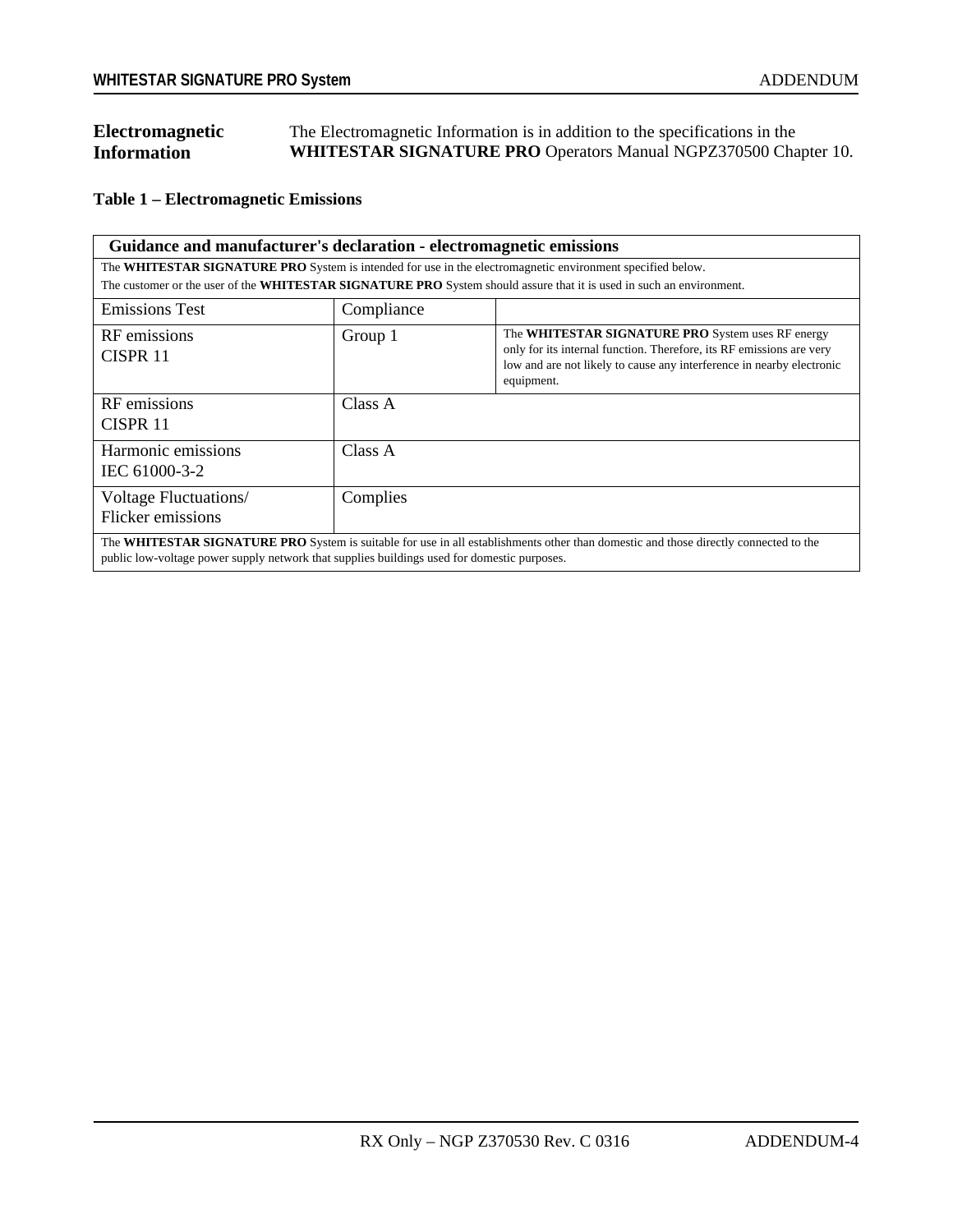## Electromagnetic Information

The Electromagnetic Information is in addition to the specifications in the **WHITESTAR SIGNATURE PRO** Operators Manual NGPZ370500 Chapter 10.

**Table 1 – Electromagnetic Emissions**

| Guidance and manufacturer's declaration - electromagnetic emissions | | |
|---|---|---|
| The **WHITESTAR SIGNATURE PRO** System is intended for use in the electromagnetic environment specified below. The customer or the user of the **WHITESTAR SIGNATURE PRO** System should assure that it is used in such an environment. | | |
| Emissions Test | Compliance | |
| RF emissions CISPR 11 | Group 1 | The **WHITESTAR SIGNATURE PRO** System uses RF energy only for its internal function. Therefore, its RF emissions are very low and are not likely to cause any interference in nearby electronic equipment. |
| RF emissions CISPR 11 | Class A | |
| Harmonic emissions IEC 61000-3-2 | Class A | |
| Voltage Fluctuations/ Flicker emissions | Complies | |
| The **WHITESTAR SIGNATURE PRO** System is suitable for use in all establishments other than domestic and those directly connected to the public low-voltage power supply network that supplies buildings used for domestic purposes. | | |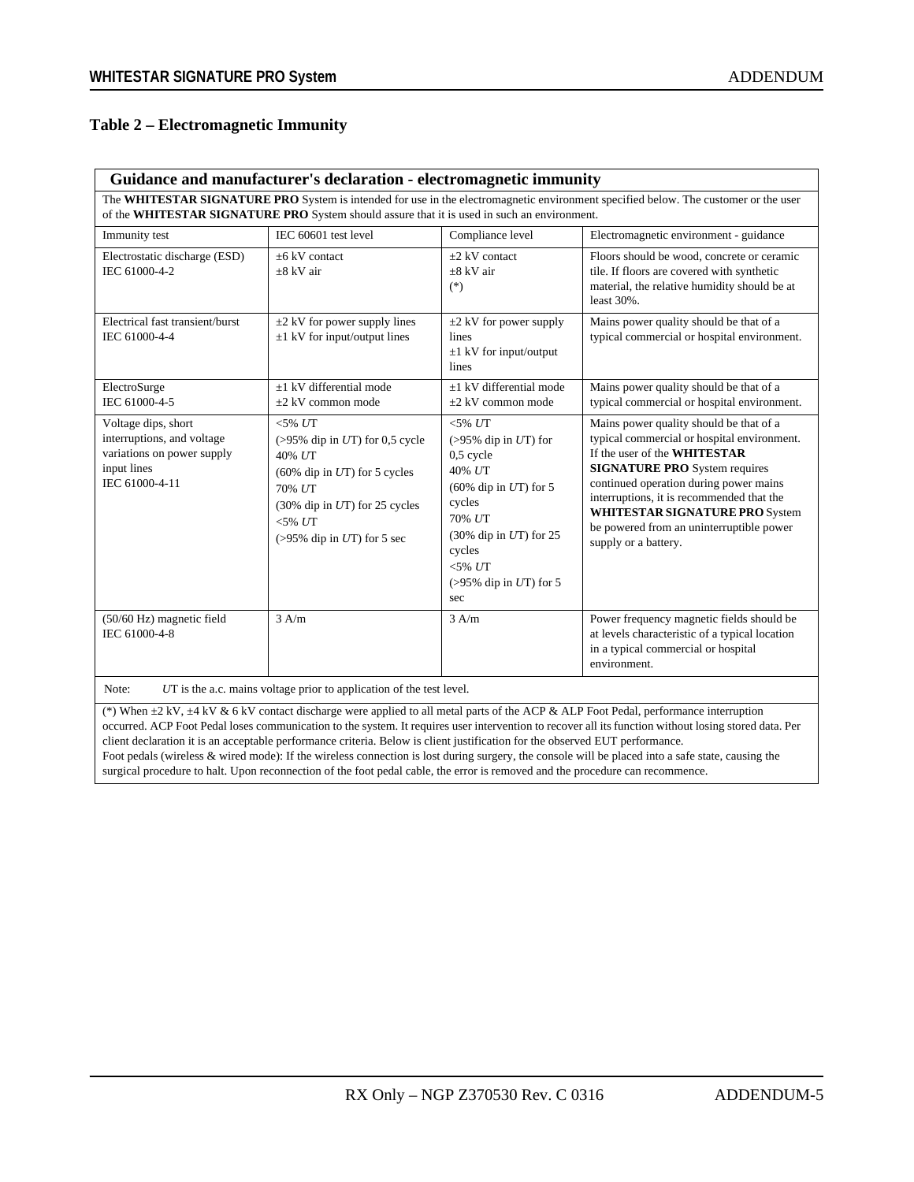### Table 2 – Electromagnetic Immunity

| Guidance and manufacturer's declaration - electromagnetic immunity | | | |
|---|---|---|---|
| The **WHITESTAR SIGNATURE PRO** System is intended for use in the electromagnetic environment specified below. The customer or the user of the **WHITESTAR SIGNATURE PRO** System should assure that it is used in such an environment. | | | |
| Immunity test | IEC 60601 test level | Compliance level | Electromagnetic environment - guidance |
| Electrostatic discharge (ESD) IEC 61000-4-2 | ±6 kV contact<br>±8 kV air | ±2 kV contact<br>±8 kV air<br>(*) | Floors should be wood, concrete or ceramic tile. If floors are covered with synthetic material, the relative humidity should be at least 30%. |
| Electrical fast transient/burst IEC 61000-4-4 | ±2 kV for power supply lines<br>±1 kV for input/output lines | ±2 kV for power supply lines<br>±1 kV for input/output lines | Mains power quality should be that of a typical commercial or hospital environment. |
| ElectroSurge IEC 61000-4-5 | ±1 kV differential mode<br>±2 kV common mode | ±1 kV differential mode<br>±2 kV common mode | Mains power quality should be that of a typical commercial or hospital environment. |
| Voltage dips, short interruptions, and voltage variations on power supply input lines IEC 61000-4-11 | <5% *U*T<br>(>95% dip in *U*T) for 0,5 cycle<br>40% *U*T<br>(60% dip in *U*T) for 5 cycles<br>70% *U*T<br>(30% dip in *U*T) for 25 cycles<br><5% *U*T<br>(>95% dip in *U*T) for 5 sec | <5% *U*T<br>(>95% dip in *U*T) for 0,5 cycle<br>40% *U*T<br>(60% dip in *U*T) for 5 cycles<br>70% *U*T<br>(30% dip in *U*T) for 25 cycles<br><5% *U*T<br>(>95% dip in *U*T) for 5 sec | Mains power quality should be that of a typical commercial or hospital environment. If the user of the **WHITESTAR SIGNATURE PRO** System requires continued operation during power mains interruptions, it is recommended that the **WHITESTAR SIGNATURE PRO** System be powered from an uninterruptible power supply or a battery. |
| (50/60 Hz) magnetic field IEC 61000-4-8 | 3 A/m | 3 A/m | Power frequency magnetic fields should be at levels characteristic of a typical location in a typical commercial or hospital environment. |
| Note: *U*T is the a.c. mains voltage prior to application of the test level. | | | |
| (*) When ±2 kV, ±4 kV & 6 kV contact discharge were applied to all metal parts of the ACP & ALP Foot Pedal, performance interruption occurred. ACP Foot Pedal loses communication to the system. It requires user intervention to recover all its function without losing stored data. Per client declaration it is an acceptable performance criteria. Below is client justification for the observed EUT performance.<br>Foot pedals (wireless & wired mode): If the wireless connection is lost during surgery, the console will be placed into a safe state, causing the surgical procedure to halt. Upon reconnection of the foot pedal cable, the error is removed and the procedure can recommence. | | | |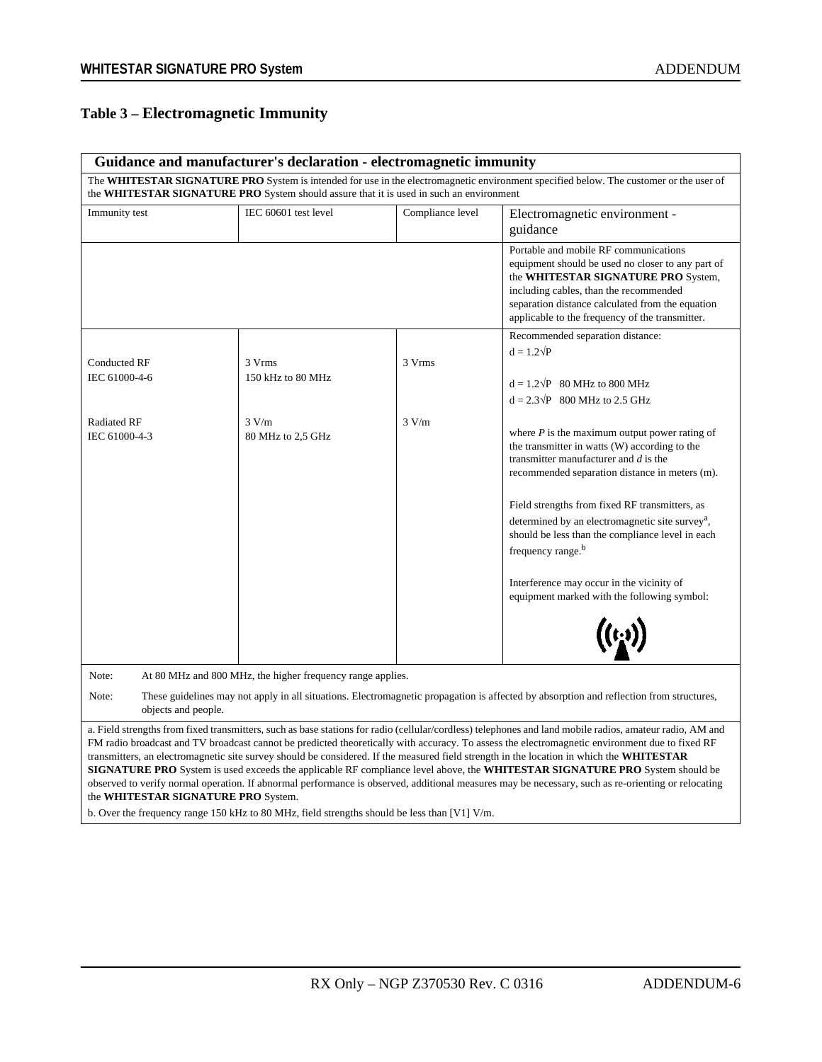## Table 3 – Electromagnetic Immunity

| Guidance and manufacturer's declaration - electromagnetic immunity | | | |
|---|---|---|---|
| The **WHITESTAR SIGNATURE PRO** System is intended for use in the electromagnetic environment specified below. The customer or the user of the **WHITESTAR SIGNATURE PRO** System should assure that it is used in such an environment | | | |
| Immunity test | IEC 60601 test level | Compliance level | Electromagnetic environment - guidance |
| | | | Portable and mobile RF communications equipment should be used no closer to any part of the **WHITESTAR SIGNATURE PRO** System, including cables, than the recommended separation distance calculated from the equation applicable to the frequency of the transmitter. |
| Conducted RF<br>IEC 61000-4-6<br><br>Radiated RF<br>IEC 61000-4-3 | 3 Vrms<br>150 kHz to 80 MHz<br><br>3 V/m<br>80 MHz to 2,5 GHz | 3 Vrms<br><br>3 V/m | Recommended separation distance:<br>$d = 1.2\sqrt{P}$<br><br>$d = 1.2\sqrt{P}$ 80 MHz to 800 MHz<br>$d = 2.3\sqrt{P}$ 800 MHz to 2.5 GHz<br><br>where *P* is the maximum output power rating of the transmitter in watts (W) according to the transmitter manufacturer and *d* is the recommended separation distance in meters (m).<br><br>Field strengths from fixed RF transmitters, as determined by an electromagnetic site survey[a], should be less than the compliance level in each frequency range.[b]<br><br>Interference may occur in the vicinity of equipment marked with the following symbol: |
| Note: At 80 MHz and 800 MHz, the higher frequency range applies. | | | |
| Note: These guidelines may not apply in all situations. Electromagnetic propagation is affected by absorption and reflection from structures, objects and people. | | | |
| a. Field strengths from fixed transmitters, such as base stations for radio (cellular/cordless) telephones and land mobile radios, amateur radio, AM and FM radio broadcast and TV broadcast cannot be predicted theoretically with accuracy. To assess the electromagnetic environment due to fixed RF transmitters, an electromagnetic site survey should be considered. If the measured field strength in the location in which the **WHITESTAR SIGNATURE PRO** System is used exceeds the applicable RF compliance level above, the **WHITESTAR SIGNATURE PRO** System should be observed to verify normal operation. If abnormal performance is observed, additional measures may be necessary, such as re-orienting or relocating the **WHITESTAR SIGNATURE PRO** System.<br>b. Over the frequency range 150 kHz to 80 MHz, field strengths should be less than [V1] V/m. | | | |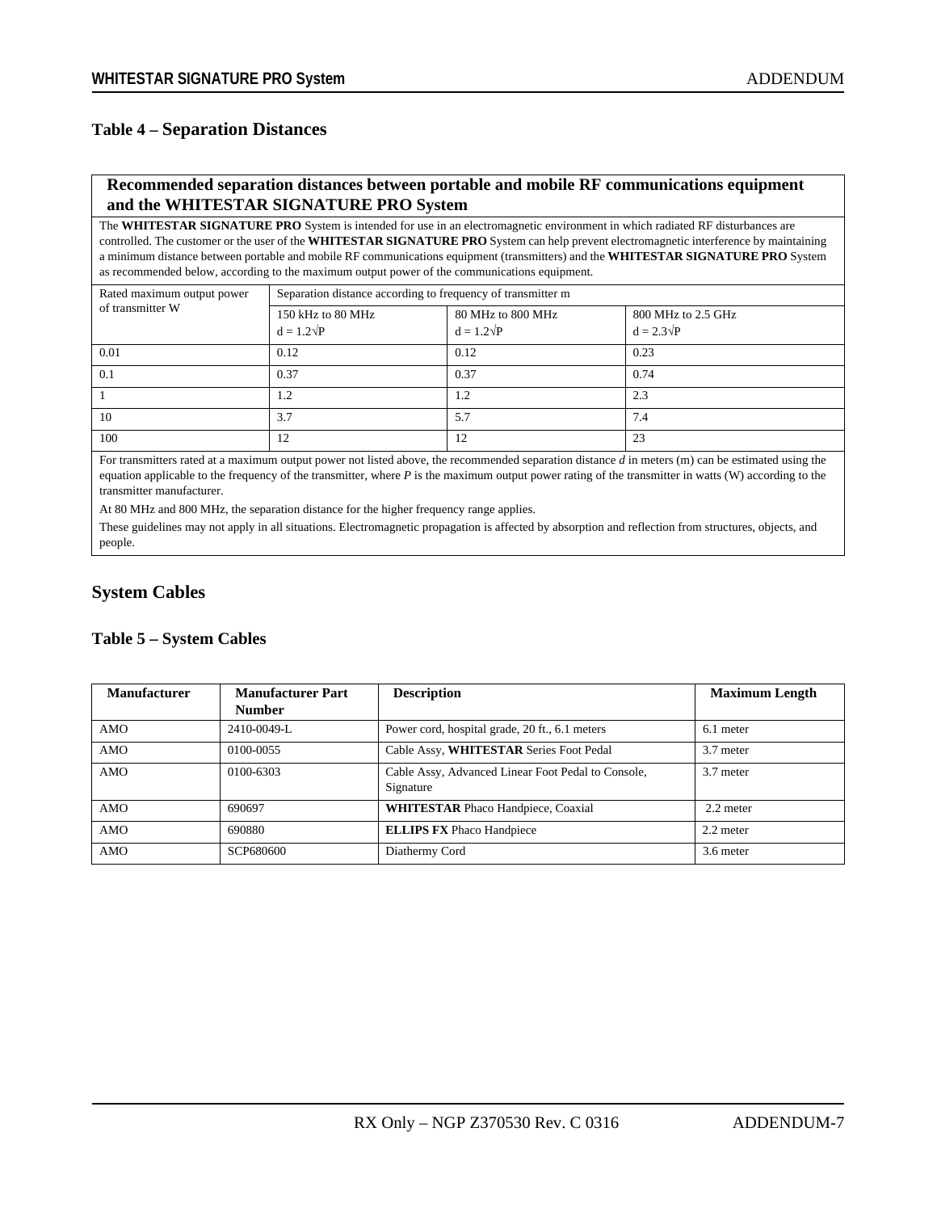### Table 4 – Separation Distances

| **Recommended separation distances between portable and mobile RF communications equipment and the WHITESTAR SIGNATURE PRO System** | | | |
|---|---|---|---|
| The **WHITESTAR SIGNATURE PRO** System is intended for use in an electromagnetic environment in which radiated RF disturbances are controlled. The customer or the user of the **WHITESTAR SIGNATURE PRO** System can help prevent electromagnetic interference by maintaining a minimum distance between portable and mobile RF communications equipment (transmitters) and the **WHITESTAR SIGNATURE PRO** System as recommended below, according to the maximum output power of the communications equipment. | | | |
| Rated maximum output power of transmitter W | Separation distance according to frequency of transmitter m | | |
| | 150 kHz to 80 MHz $d = 1.2\sqrt{P}$ | 80 MHz to 800 MHz $d = 1.2\sqrt{P}$ | 800 MHz to 2.5 GHz $d = 2.3\sqrt{P}$ |
| 0.01 | 0.12 | 0.12 | 0.23 |
| 0.1 | 0.37 | 0.37 | 0.74 |
| 1 | 1.2 | 1.2 | 2.3 |
| 10 | 3.7 | 5.7 | 7.4 |
| 100 | 12 | 12 | 23 |

For transmitters rated at a maximum output power not listed above, the recommended separation distance *d* in meters (m) can be estimated using the equation applicable to the frequency of the transmitter, where *P* is the maximum output power rating of the transmitter in watts (W) according to the transmitter manufacturer.

At 80 MHz and 800 MHz, the separation distance for the higher frequency range applies.

These guidelines may not apply in all situations. Electromagnetic propagation is affected by absorption and reflection from structures, objects, and people.

## System Cables

### Table 5 – System Cables

| Manufacturer | Manufacturer Part Number | Description | Maximum Length |
|---|---|---|---|
| AMO | 2410-0049-L | Power cord, hospital grade, 20 ft., 6.1 meters | 6.1 meter |
| AMO | 0100-0055 | Cable Assy, **WHITESTAR** Series Foot Pedal | 3.7 meter |
| AMO | 0100-6303 | Cable Assy, Advanced Linear Foot Pedal to Console, Signature | 3.7 meter |
| AMO | 690697 | **WHITESTAR** Phaco Handpiece, Coaxial | 2.2 meter |
| AMO | 690880 | **ELLIPS FX** Phaco Handpiece | 2.2 meter |
| AMO | SCP680600 | Diathermy Cord | 3.6 meter |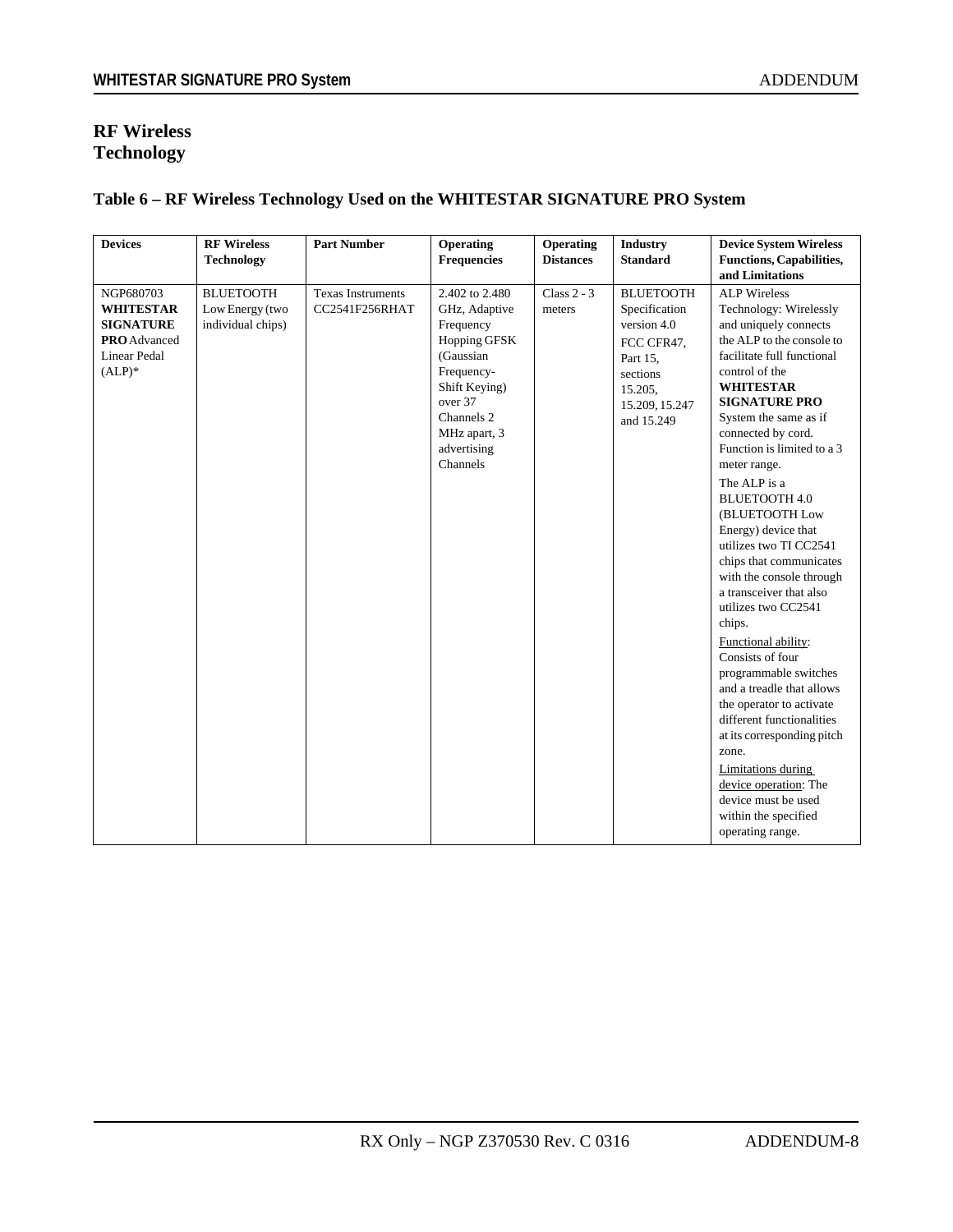## RF Wireless Technology

### Table 6 – RF Wireless Technology Used on the WHITESTAR SIGNATURE PRO System

| Devices | RF Wireless Technology | Part Number | Operating Frequencies | Operating Distances | Industry Standard | Device System Wireless Functions, Capabilities, and Limitations |
|---|---|---|---|---|---|---|
| NGP680703 **WHITESTAR SIGNATURE PRO** Advanced Linear Pedal (ALP)* | BLUETOOTH Low Energy (two individual chips) | Texas Instruments CC2541F256RHAT | 2.402 to 2.480 GHz, Adaptive Frequency Hopping GFSK (Gaussian Frequency-Shift Keying) over 37 Channels 2 MHz apart, 3 advertising Channels | Class 2 - 3 meters | BLUETOOTH Specification version 4.0<br>FCC CFR47, Part 15, sections 15.205, 15.209, 15.247 and 15.249 | ALP Wireless Technology: Wirelessly and uniquely connects the ALP to the console to facilitate full functional control of the **WHITESTAR SIGNATURE PRO** System the same as if connected by cord. Function is limited to a 3 meter range.<br>The ALP is a BLUETOOTH 4.0 (BLUETOOTH Low Energy) device that utilizes two TI CC2541 chips that communicates with the console through a transceiver that also utilizes two CC2541 chips.<br>Functional ability: Consists of four programmable switches and a treadle that allows the operator to activate different functionalities at its corresponding pitch zone.<br>Limitations during device operation: The device must be used within the specified operating range. |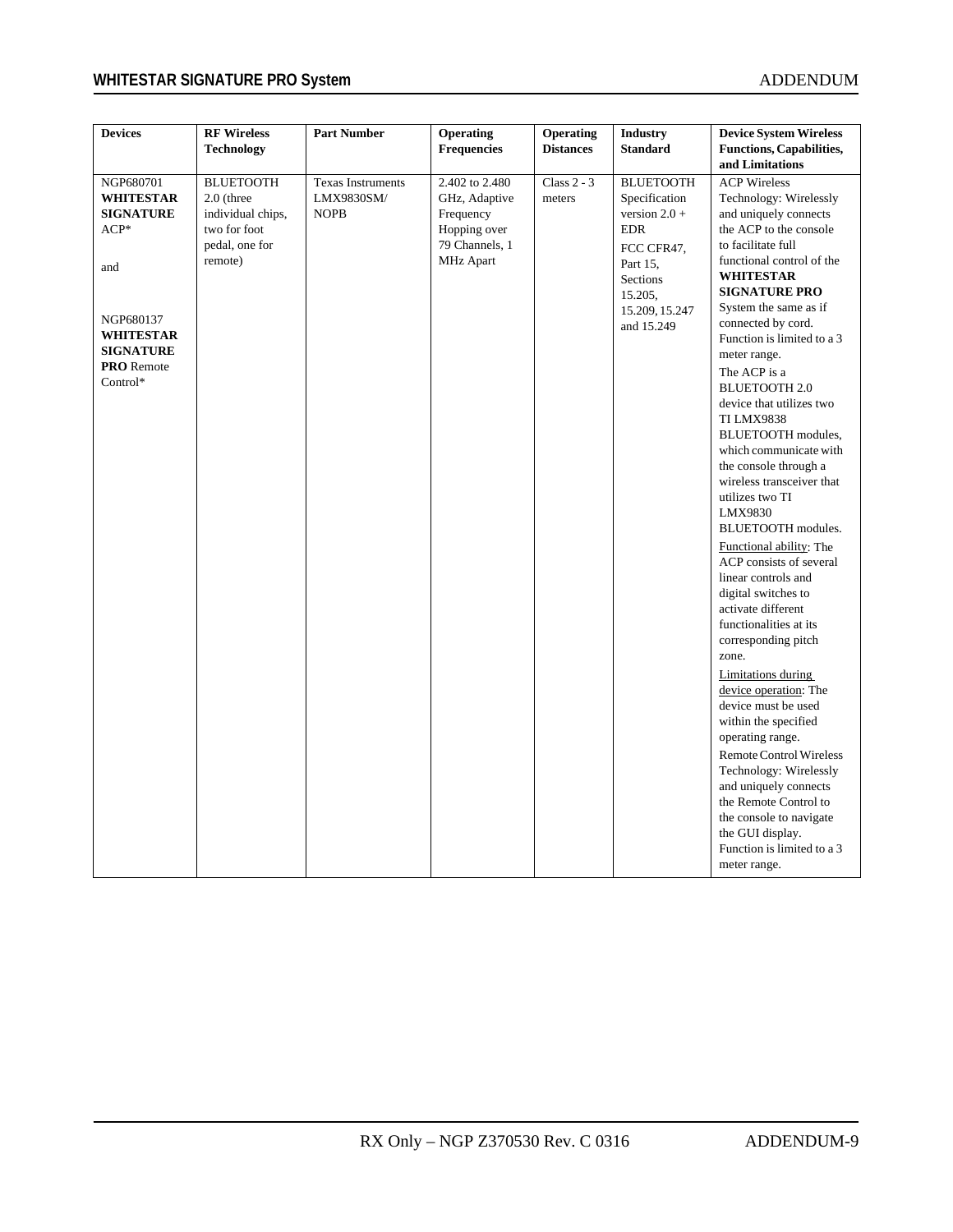| Devices | RF Wireless Technology | Part Number | Operating Frequencies | Operating Distances | Industry Standard | Device System Wireless Functions, Capabilities, and Limitations |
|---|---|---|---|---|---|---|
| NGP680701 **WHITESTAR SIGNATURE** ACP* <br><br> and <br><br> NGP680137 **WHITESTAR SIGNATURE PRO** Remote Control* | BLUETOOTH 2.0 (three individual chips, two for foot pedal, one for remote) | Texas Instruments LMX9830SM/ NOPB | 2.402 to 2.480 GHz, Adaptive Frequency Hopping over 79 Channels, 1 MHz Apart | Class 2 - 3 meters | BLUETOOTH Specification version 2.0 + EDR <br><br> FCC CFR47, Part 15, Sections 15.205, 15.209, 15.247 and 15.249 | ACP Wireless Technology: Wirelessly and uniquely connects the ACP to the console to facilitate full functional control of the **WHITESTAR SIGNATURE PRO** System the same as if connected by cord. Function is limited to a 3 meter range. <br><br> The ACP is a BLUETOOTH 2.0 device that utilizes two TI LMX9838 BLUETOOTH modules, which communicate with the console through a wireless transceiver that utilizes two TI LMX9830 BLUETOOTH modules. <br><br> Functional ability: The ACP consists of several linear controls and digital switches to activate different functionalities at its corresponding pitch zone. <br><br> Limitations during device operation: The device must be used within the specified operating range. <br><br> Remote Control Wireless Technology: Wirelessly and uniquely connects the Remote Control to the console to navigate the GUI display. Function is limited to a 3 meter range. |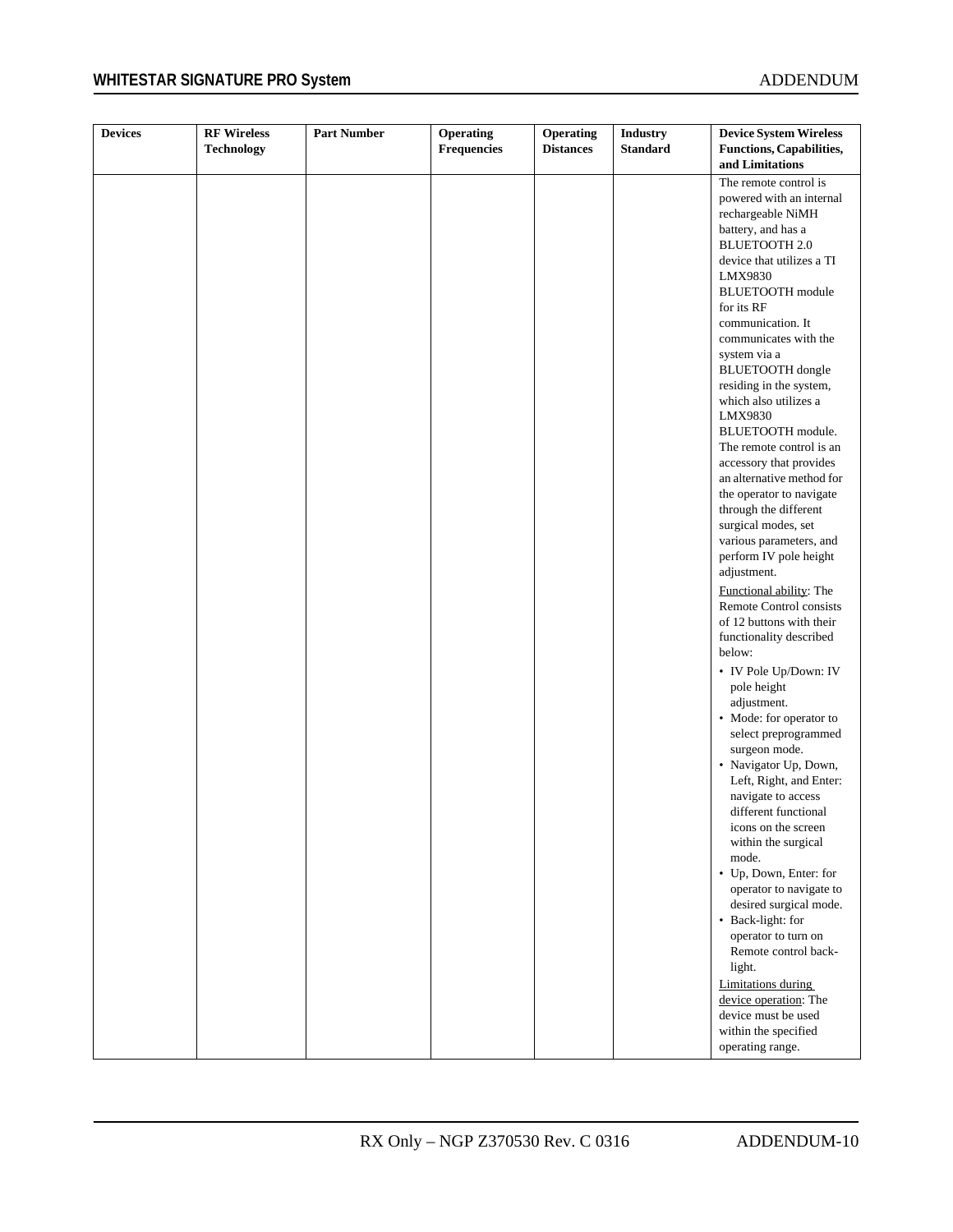| Devices | RF Wireless Technology | Part Number | Operating Frequencies | Operating Distances | Industry Standard | Device System Wireless Functions, Capabilities, and Limitations |
|---|---|---|---|---|---|---|
| | | | | | | The remote control is powered with an internal rechargeable NiMH battery, and has a BLUETOOTH 2.0 device that utilizes a TI LMX9830 BLUETOOTH module for its RF communication. It communicates with the system via a BLUETOOTH dongle residing in the system, which also utilizes a LMX9830 BLUETOOTH module. The remote control is an accessory that provides an alternative method for the operator to navigate through the different surgical modes, set various parameters, and perform IV pole height adjustment.<br><br>Functional ability: The Remote Control consists of 12 buttons with their functionality described below:<br>• IV Pole Up/Down: IV pole height adjustment.<br>• Mode: for operator to select preprogrammed surgeon mode.<br>• Navigator Up, Down, Left, Right, and Enter: navigate to access different functional icons on the screen within the surgical mode.<br>• Up, Down, Enter: for operator to navigate to desired surgical mode.<br>• Back-light: for operator to turn on Remote control back-light.<br>Limitations during device operation: The device must be used within the specified operating range. |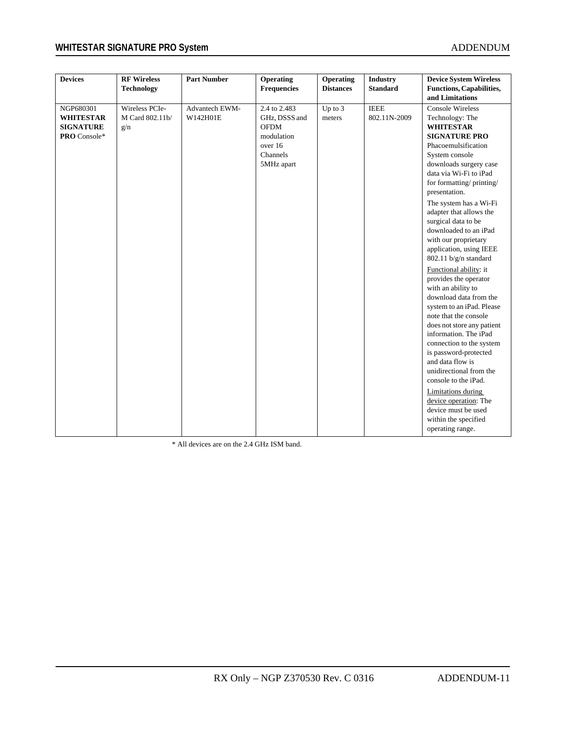| Devices | RF Wireless Technology | Part Number | Operating Frequencies | Operating Distances | Industry Standard | Device System Wireless Functions, Capabilities, and Limitations |
|---|---|---|---|---|---|---|
| NGP680301 **WHITESTAR SIGNATURE PRO** Console* | Wireless PCIe-M Card 802.11b/g/n | Advantech EWM-W142H01E | 2.4 to 2.483 GHz, DSSS and OFDM modulation over 16 Channels 5MHz apart | Up to 3 meters | IEEE 802.11N-2009 | Console Wireless Technology: The **WHITESTAR SIGNATURE PRO** Phacoemulsification System console downloads surgery case data via Wi-Fi to iPad for formatting/ printing/ presentation.<br><br>The system has a Wi-Fi adapter that allows the surgical data to be downloaded to an iPad with our proprietary application, using IEEE 802.11 b/g/n standard<br><br>Functional ability: it provides the operator with an ability to download data from the system to an iPad. Please note that the console does not store any patient information. The iPad connection to the system is password-protected and data flow is unidirectional from the console to the iPad.<br><br>Limitations during device operation: The device must be used within the specified operating range. |

* All devices are on the 2.4 GHz ISM band.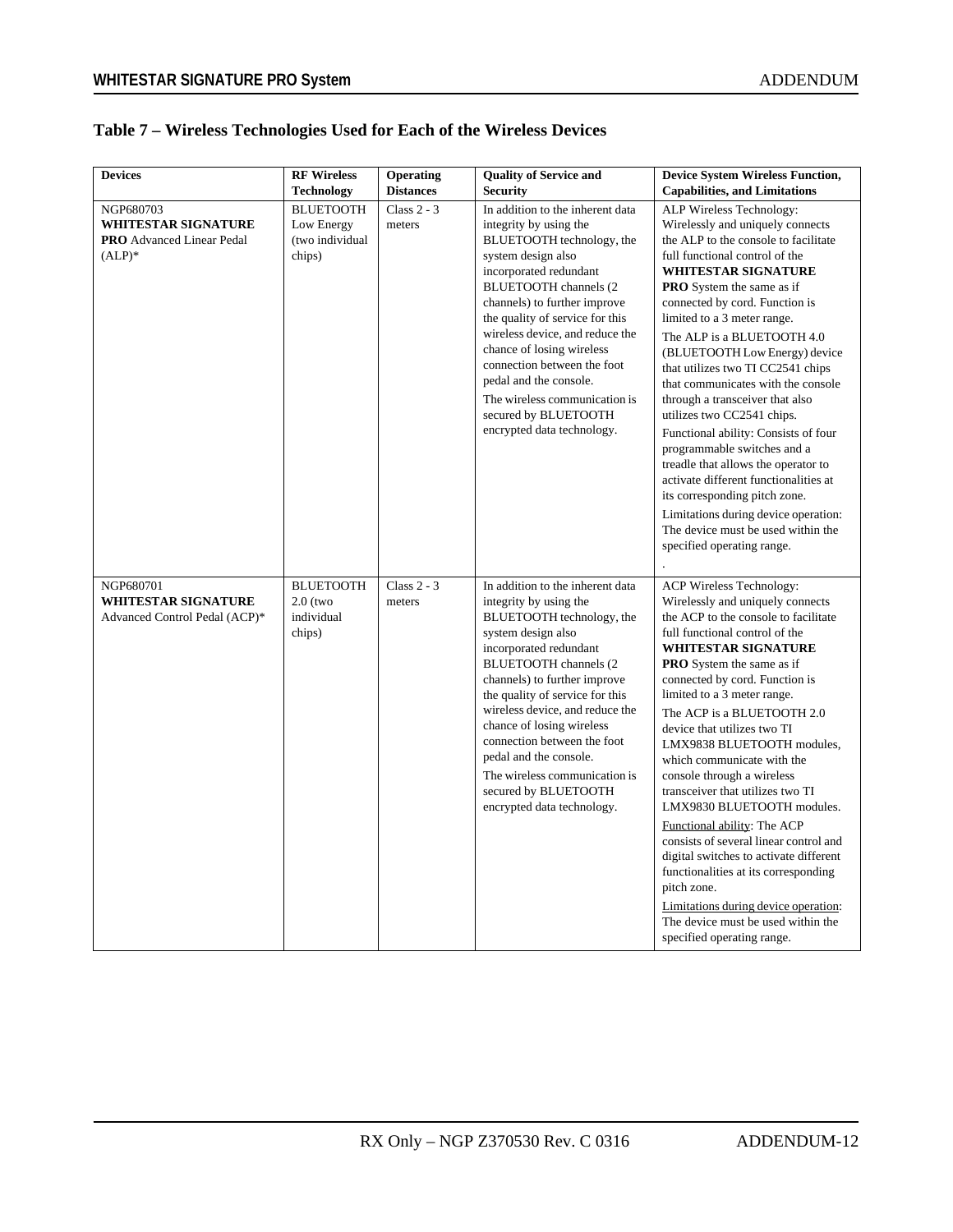## Table 7 – Wireless Technologies Used for Each of the Wireless Devices

| Devices | RF Wireless Technology | Operating Distances | Quality of Service and Security | Device System Wireless Function, Capabilities, and Limitations |
|---|---|---|---|---|
| NGP680703 **WHITESTAR SIGNATURE PRO** Advanced Linear Pedal (ALP)* | BLUETOOTH Low Energy (two individual chips) | Class 2 - 3 meters | In addition to the inherent data integrity by using the BLUETOOTH technology, the system design also incorporated redundant BLUETOOTH channels (2 channels) to further improve the quality of service for this wireless device, and reduce the chance of losing wireless connection between the foot pedal and the console.<br>The wireless communication is secured by BLUETOOTH encrypted data technology. | ALP Wireless Technology: Wirelessly and uniquely connects the ALP to the console to facilitate full functional control of the **WHITESTAR SIGNATURE PRO** System the same as if connected by cord. Function is limited to a 3 meter range.<br>The ALP is a BLUETOOTH 4.0 (BLUETOOTH Low Energy) device that utilizes two TI CC2541 chips that communicates with the console through a transceiver that also utilizes two CC2541 chips.<br>Functional ability: Consists of four programmable switches and a treadle that allows the operator to activate different functionalities at its corresponding pitch zone.<br>Limitations during device operation: The device must be used within the specified operating range.<br>. |
| NGP680701 **WHITESTAR SIGNATURE** Advanced Control Pedal (ACP)* | BLUETOOTH 2.0 (two individual chips) | Class 2 - 3 meters | In addition to the inherent data integrity by using the BLUETOOTH technology, the system design also incorporated redundant BLUETOOTH channels (2 channels) to further improve the quality of service for this wireless device, and reduce the chance of losing wireless connection between the foot pedal and the console.<br>The wireless communication is secured by BLUETOOTH encrypted data technology. | ACP Wireless Technology: Wirelessly and uniquely connects the ACP to the console to facilitate full functional control of the **WHITESTAR SIGNATURE PRO** System the same as if connected by cord. Function is limited to a 3 meter range.<br>The ACP is a BLUETOOTH 2.0 device that utilizes two TI LMX9838 BLUETOOTH modules, which communicate with the console through a wireless transceiver that utilizes two TI LMX9830 BLUETOOTH modules.<br>Functional ability: The ACP consists of several linear control and digital switches to activate different functionalities at its corresponding pitch zone.<br>Limitations during device operation: The device must be used within the specified operating range. |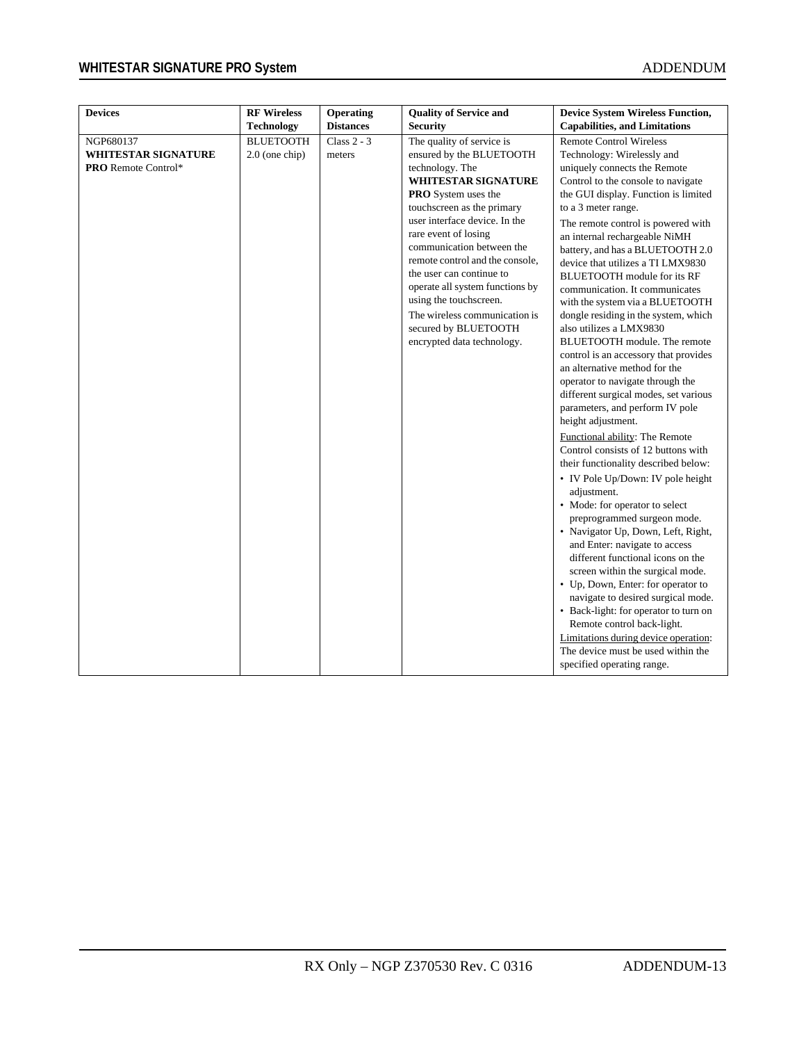| Devices | RF Wireless Technology | Operating Distances | Quality of Service and Security | Device System Wireless Function, Capabilities, and Limitations |
|---|---|---|---|---|
| NGP680137 **WHITESTAR SIGNATURE PRO** Remote Control* | BLUETOOTH 2.0 (one chip) | Class 2 - 3 meters | The quality of service is ensured by the BLUETOOTH technology. The **WHITESTAR SIGNATURE PRO** System uses the touchscreen as the primary user interface device. In the rare event of losing communication between the remote control and the console, the user can continue to operate all system functions by using the touchscreen.<br>The wireless communication is secured by BLUETOOTH encrypted data technology. | Remote Control Wireless Technology: Wirelessly and uniquely connects the Remote Control to the console to navigate the GUI display. Function is limited to a 3 meter range.<br>The remote control is powered with an internal rechargeable NiMH battery, and has a BLUETOOTH 2.0 device that utilizes a TI LMX9830 BLUETOOTH module for its RF communication. It communicates with the system via a BLUETOOTH dongle residing in the system, which also utilizes a LMX9830 BLUETOOTH module. The remote control is an accessory that provides an alternative method for the operator to navigate through the different surgical modes, set various parameters, and perform IV pole height adjustment.<br>Functional ability: The Remote Control consists of 12 buttons with their functionality described below:<br>• IV Pole Up/Down: IV pole height adjustment.<br>• Mode: for operator to select preprogrammed surgeon mode.<br>• Navigator Up, Down, Left, Right, and Enter: navigate to access different functional icons on the screen within the surgical mode.<br>• Up, Down, Enter: for operator to navigate to desired surgical mode.<br>• Back-light: for operator to turn on Remote control back-light.<br>Limitations during device operation: The device must be used within the specified operating range. |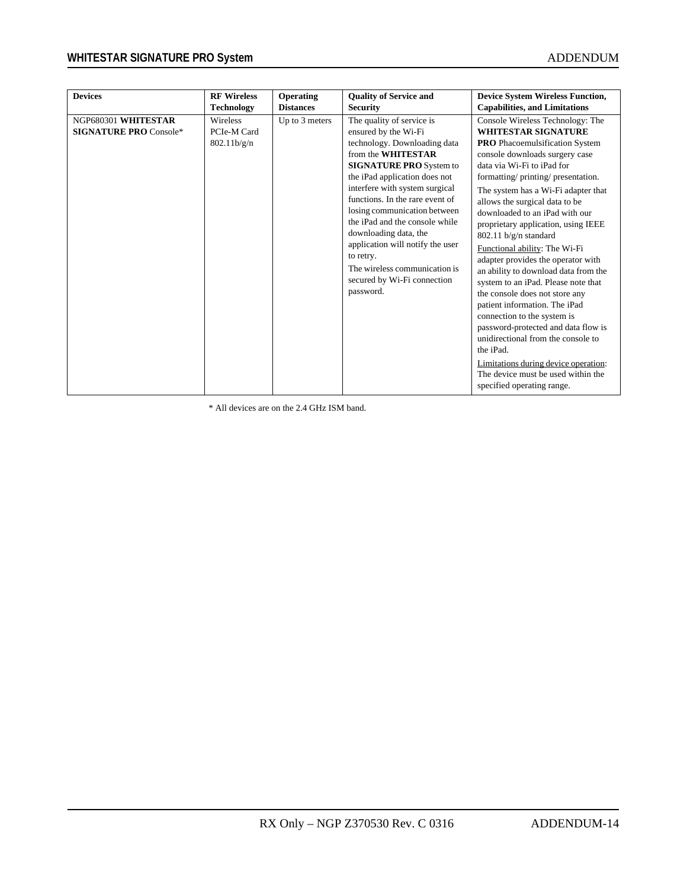| Devices | RF Wireless Technology | Operating Distances | Quality of Service and Security | Device System Wireless Function, Capabilities, and Limitations |
|---|---|---|---|---|
| NGP680301 **WHITESTAR SIGNATURE PRO** Console* | Wireless PCIe-M Card 802.11b/g/n | Up to 3 meters | The quality of service is ensured by the Wi-Fi technology. Downloading data from the **WHITESTAR SIGNATURE PRO** System to the iPad application does not interfere with system surgical functions. In the rare event of losing communication between the iPad and the console while downloading data, the application will notify the user to retry. The wireless communication is secured by Wi-Fi connection password. | Console Wireless Technology: The **WHITESTAR SIGNATURE PRO** Phacoemulsification System console downloads surgery case data via Wi-Fi to iPad for formatting/ printing/ presentation. The system has a Wi-Fi adapter that allows the surgical data to be downloaded to an iPad with our proprietary application, using IEEE 802.11 b/g/n standard Functional ability: The Wi-Fi adapter provides the operator with an ability to download data from the system to an iPad. Please note that the console does not store any patient information. The iPad connection to the system is password-protected and data flow is unidirectional from the console to the iPad. Limitations during device operation: The device must be used within the specified operating range. |

* All devices are on the 2.4 GHz ISM band.